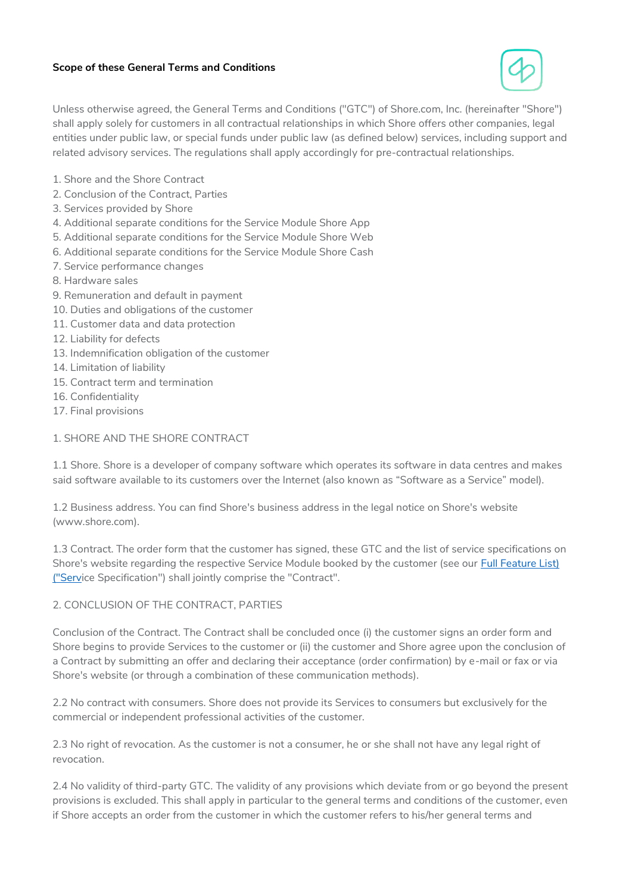**Scope of these General Terms and Conditions**

Unless otherwise agreed, the General Terms and Conditions ("GTC") of Shore.com, Inc. (hereinafter "Shore") shall apply solely for customers in all contractual relationships in which Shore offers other companies, legal entities under public law, or special funds under public law (as defined below) services, including support and related advisory services. The regulations shall apply accordingly for pre-contractual relationships.

1. Shore and the Shore Contract
2. Conclusion of the Contract, Parties
3. Services provided by Shore
4. Additional separate conditions for the Service Module Shore App
5. Additional separate conditions for the Service Module Shore Web
6. Additional separate conditions for the Service Module Shore Cash
7. Service performance changes
8. Hardware sales
9. Remuneration and default in payment
10. Duties and obligations of the customer
11. Customer data and data protection
12. Liability for defects
13. Indemnification obligation of the customer
14. Limitation of liability
15. Contract term and termination
16. Confidentiality
17. Final provisions

## 1. SHORE AND THE SHORE CONTRACT

1.1 Shore. Shore is a developer of company software which operates its software in data centres and makes said software available to its customers over the Internet (also known as "Software as a Service" model).

1.2 Business address. You can find Shore's business address in the legal notice on Shore's website (www.shore.com).

1.3 Contract. The order form that the customer has signed, these GTC and the list of service specifications on Shore's website regarding the respective Service Module booked by the customer (see our [Full Feature List) ("Serv](#)ice Specification") shall jointly comprise the "Contract".

## 2. CONCLUSION OF THE CONTRACT, PARTIES

Conclusion of the Contract. The Contract shall be concluded once (i) the customer signs an order form and Shore begins to provide Services to the customer or (ii) the customer and Shore agree upon the conclusion of a Contract by submitting an offer and declaring their acceptance (order confirmation) by e-mail or fax or via Shore's website (or through a combination of these communication methods).

2.2 No contract with consumers. Shore does not provide its Services to consumers but exclusively for the commercial or independent professional activities of the customer.

2.3 No right of revocation. As the customer is not a consumer, he or she shall not have any legal right of revocation.

2.4 No validity of third-party GTC. The validity of any provisions which deviate from or go beyond the present provisions is excluded. This shall apply in particular to the general terms and conditions of the customer, even if Shore accepts an order from the customer in which the customer refers to his/her general terms and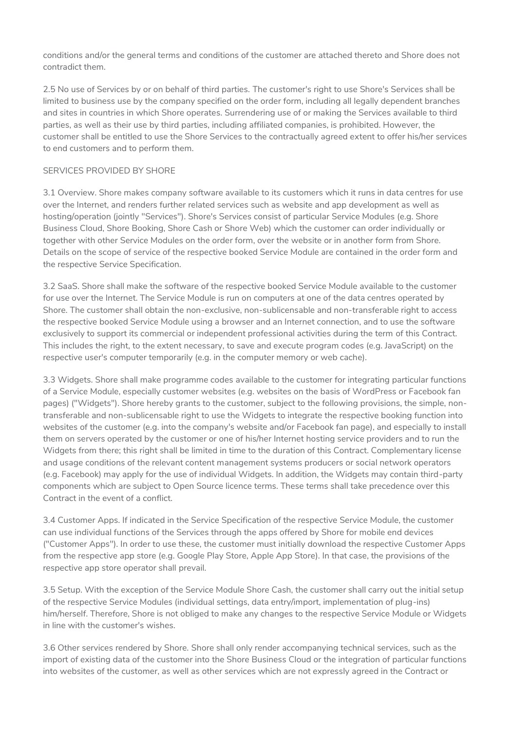conditions and/or the general terms and conditions of the customer are attached thereto and Shore does not contradict them.

2.5 No use of Services by or on behalf of third parties. The customer's right to use Shore's Services shall be limited to business use by the company specified on the order form, including all legally dependent branches and sites in countries in which Shore operates. Surrendering use of or making the Services available to third parties, as well as their use by third parties, including affiliated companies, is prohibited. However, the customer shall be entitled to use the Shore Services to the contractually agreed extent to offer his/her services to end customers and to perform them.

## SERVICES PROVIDED BY SHORE

3.1 Overview. Shore makes company software available to its customers which it runs in data centres for use over the Internet, and renders further related services such as website and app development as well as hosting/operation (jointly "Services"). Shore's Services consist of particular Service Modules (e.g. Shore Business Cloud, Shore Booking, Shore Cash or Shore Web) which the customer can order individually or together with other Service Modules on the order form, over the website or in another form from Shore. Details on the scope of service of the respective booked Service Module are contained in the order form and the respective Service Specification.

3.2 SaaS. Shore shall make the software of the respective booked Service Module available to the customer for use over the Internet. The Service Module is run on computers at one of the data centres operated by Shore. The customer shall obtain the non-exclusive, non-sublicensable and non-transferable right to access the respective booked Service Module using a browser and an Internet connection, and to use the software exclusively to support its commercial or independent professional activities during the term of this Contract. This includes the right, to the extent necessary, to save and execute program codes (e.g. JavaScript) on the respective user's computer temporarily (e.g. in the computer memory or web cache).

3.3 Widgets. Shore shall make programme codes available to the customer for integrating particular functions of a Service Module, especially customer websites (e.g. websites on the basis of WordPress or Facebook fan pages) ("Widgets"). Shore hereby grants to the customer, subject to the following provisions, the simple, non-transferable and non-sublicensable right to use the Widgets to integrate the respective booking function into websites of the customer (e.g. into the company's website and/or Facebook fan page), and especially to install them on servers operated by the customer or one of his/her Internet hosting service providers and to run the Widgets from there; this right shall be limited in time to the duration of this Contract. Complementary license and usage conditions of the relevant content management systems producers or social network operators (e.g. Facebook) may apply for the use of individual Widgets. In addition, the Widgets may contain third-party components which are subject to Open Source licence terms. These terms shall take precedence over this Contract in the event of a conflict.

3.4 Customer Apps. If indicated in the Service Specification of the respective Service Module, the customer can use individual functions of the Services through the apps offered by Shore for mobile end devices ("Customer Apps"). In order to use these, the customer must initially download the respective Customer Apps from the respective app store (e.g. Google Play Store, Apple App Store). In that case, the provisions of the respective app store operator shall prevail.

3.5 Setup. With the exception of the Service Module Shore Cash, the customer shall carry out the initial setup of the respective Service Modules (individual settings, data entry/import, implementation of plug-ins) him/herself. Therefore, Shore is not obliged to make any changes to the respective Service Module or Widgets in line with the customer's wishes.

3.6 Other services rendered by Shore. Shore shall only render accompanying technical services, such as the import of existing data of the customer into the Shore Business Cloud or the integration of particular functions into websites of the customer, as well as other services which are not expressly agreed in the Contract or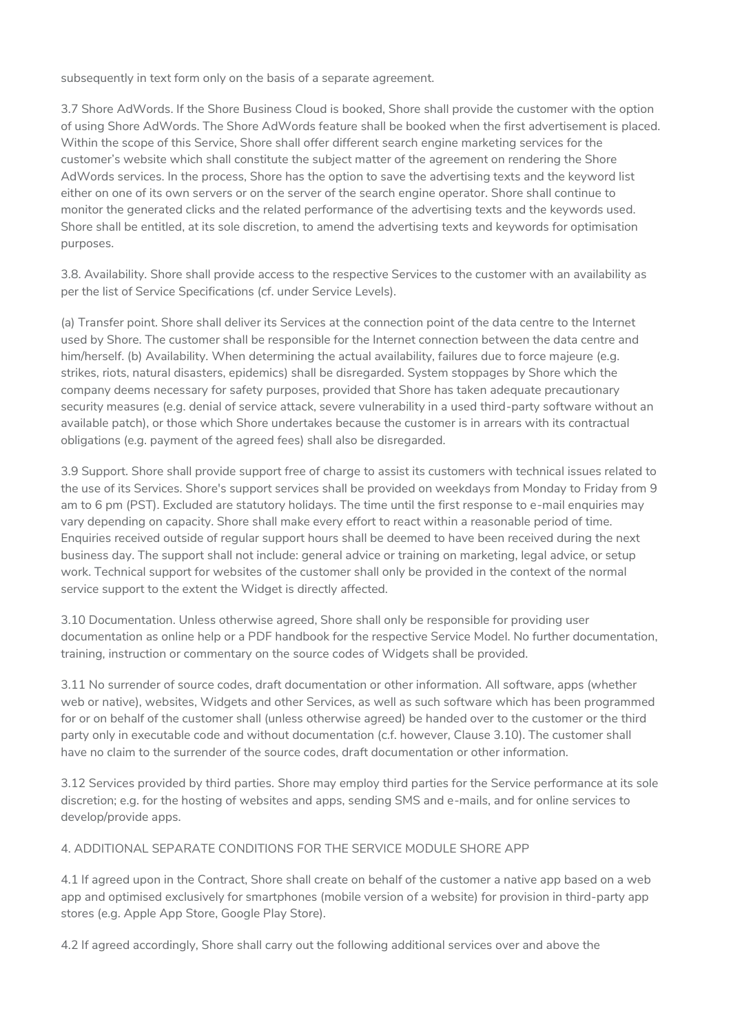subsequently in text form only on the basis of a separate agreement.

3.7 Shore AdWords. If the Shore Business Cloud is booked, Shore shall provide the customer with the option of using Shore AdWords. The Shore AdWords feature shall be booked when the first advertisement is placed. Within the scope of this Service, Shore shall offer different search engine marketing services for the customer's website which shall constitute the subject matter of the agreement on rendering the Shore AdWords services. In the process, Shore has the option to save the advertising texts and the keyword list either on one of its own servers or on the server of the search engine operator. Shore shall continue to monitor the generated clicks and the related performance of the advertising texts and the keywords used. Shore shall be entitled, at its sole discretion, to amend the advertising texts and keywords for optimisation purposes.

3.8. Availability. Shore shall provide access to the respective Services to the customer with an availability as per the list of Service Specifications (cf. under Service Levels).

(a) Transfer point. Shore shall deliver its Services at the connection point of the data centre to the Internet used by Shore. The customer shall be responsible for the Internet connection between the data centre and him/herself. (b) Availability. When determining the actual availability, failures due to force majeure (e.g. strikes, riots, natural disasters, epidemics) shall be disregarded. System stoppages by Shore which the company deems necessary for safety purposes, provided that Shore has taken adequate precautionary security measures (e.g. denial of service attack, severe vulnerability in a used third-party software without an available patch), or those which Shore undertakes because the customer is in arrears with its contractual obligations (e.g. payment of the agreed fees) shall also be disregarded.

3.9 Support. Shore shall provide support free of charge to assist its customers with technical issues related to the use of its Services. Shore's support services shall be provided on weekdays from Monday to Friday from 9 am to 6 pm (PST). Excluded are statutory holidays. The time until the first response to e-mail enquiries may vary depending on capacity. Shore shall make every effort to react within a reasonable period of time. Enquiries received outside of regular support hours shall be deemed to have been received during the next business day. The support shall not include: general advice or training on marketing, legal advice, or setup work. Technical support for websites of the customer shall only be provided in the context of the normal service support to the extent the Widget is directly affected.

3.10 Documentation. Unless otherwise agreed, Shore shall only be responsible for providing user documentation as online help or a PDF handbook for the respective Service Model. No further documentation, training, instruction or commentary on the source codes of Widgets shall be provided.

3.11 No surrender of source codes, draft documentation or other information. All software, apps (whether web or native), websites, Widgets and other Services, as well as such software which has been programmed for or on behalf of the customer shall (unless otherwise agreed) be handed over to the customer or the third party only in executable code and without documentation (c.f. however, Clause 3.10). The customer shall have no claim to the surrender of the source codes, draft documentation or other information.

3.12 Services provided by third parties. Shore may employ third parties for the Service performance at its sole discretion; e.g. for the hosting of websites and apps, sending SMS and e-mails, and for online services to develop/provide apps.

4. ADDITIONAL SEPARATE CONDITIONS FOR THE SERVICE MODULE SHORE APP

4.1 If agreed upon in the Contract, Shore shall create on behalf of the customer a native app based on a web app and optimised exclusively for smartphones (mobile version of a website) for provision in third-party app stores (e.g. Apple App Store, Google Play Store).

4.2 If agreed accordingly, Shore shall carry out the following additional services over and above the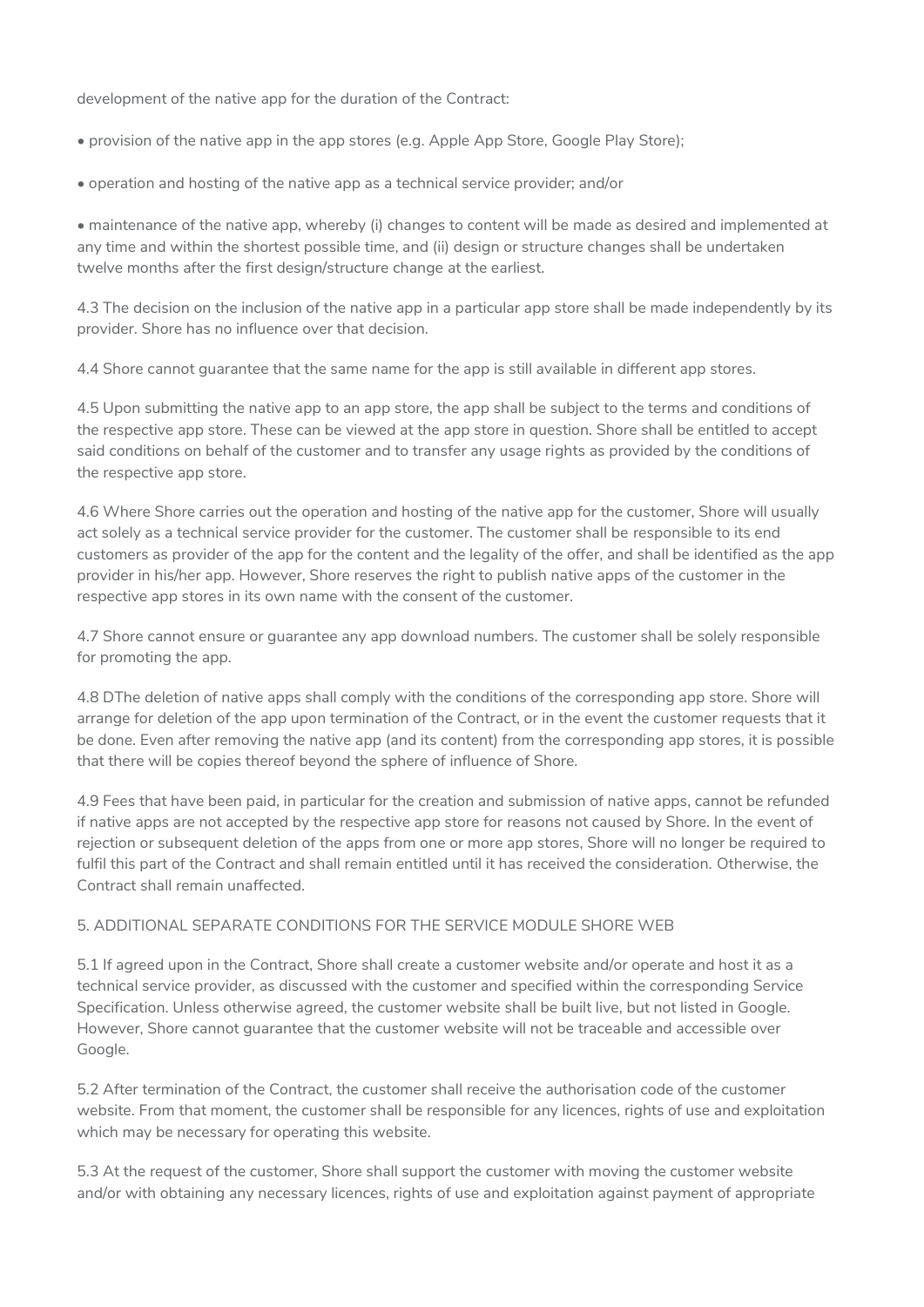development of the native app for the duration of the Contract:

• provision of the native app in the app stores (e.g. Apple App Store, Google Play Store);

• operation and hosting of the native app as a technical service provider; and/or

• maintenance of the native app, whereby (i) changes to content will be made as desired and implemented at any time and within the shortest possible time, and (ii) design or structure changes shall be undertaken twelve months after the first design/structure change at the earliest.

4.3 The decision on the inclusion of the native app in a particular app store shall be made independently by its provider. Shore has no influence over that decision.

4.4 Shore cannot guarantee that the same name for the app is still available in different app stores.

4.5 Upon submitting the native app to an app store, the app shall be subject to the terms and conditions of the respective app store. These can be viewed at the app store in question. Shore shall be entitled to accept said conditions on behalf of the customer and to transfer any usage rights as provided by the conditions of the respective app store.

4.6 Where Shore carries out the operation and hosting of the native app for the customer, Shore will usually act solely as a technical service provider for the customer. The customer shall be responsible to its end customers as provider of the app for the content and the legality of the offer, and shall be identified as the app provider in his/her app. However, Shore reserves the right to publish native apps of the customer in the respective app stores in its own name with the consent of the customer.

4.7 Shore cannot ensure or guarantee any app download numbers. The customer shall be solely responsible for promoting the app.

4.8 DThe deletion of native apps shall comply with the conditions of the corresponding app store. Shore will arrange for deletion of the app upon termination of the Contract, or in the event the customer requests that it be done. Even after removing the native app (and its content) from the corresponding app stores, it is possible that there will be copies thereof beyond the sphere of influence of Shore.

4.9 Fees that have been paid, in particular for the creation and submission of native apps, cannot be refunded if native apps are not accepted by the respective app store for reasons not caused by Shore. In the event of rejection or subsequent deletion of the apps from one or more app stores, Shore will no longer be required to fulfil this part of the Contract and shall remain entitled until it has received the consideration. Otherwise, the Contract shall remain unaffected.

5. ADDITIONAL SEPARATE CONDITIONS FOR THE SERVICE MODULE SHORE WEB

5.1 If agreed upon in the Contract, Shore shall create a customer website and/or operate and host it as a technical service provider, as discussed with the customer and specified within the corresponding Service Specification. Unless otherwise agreed, the customer website shall be built live, but not listed in Google. However, Shore cannot guarantee that the customer website will not be traceable and accessible over Google.

5.2 After termination of the Contract, the customer shall receive the authorisation code of the customer website. From that moment, the customer shall be responsible for any licences, rights of use and exploitation which may be necessary for operating this website.

5.3 At the request of the customer, Shore shall support the customer with moving the customer website and/or with obtaining any necessary licences, rights of use and exploitation against payment of appropriate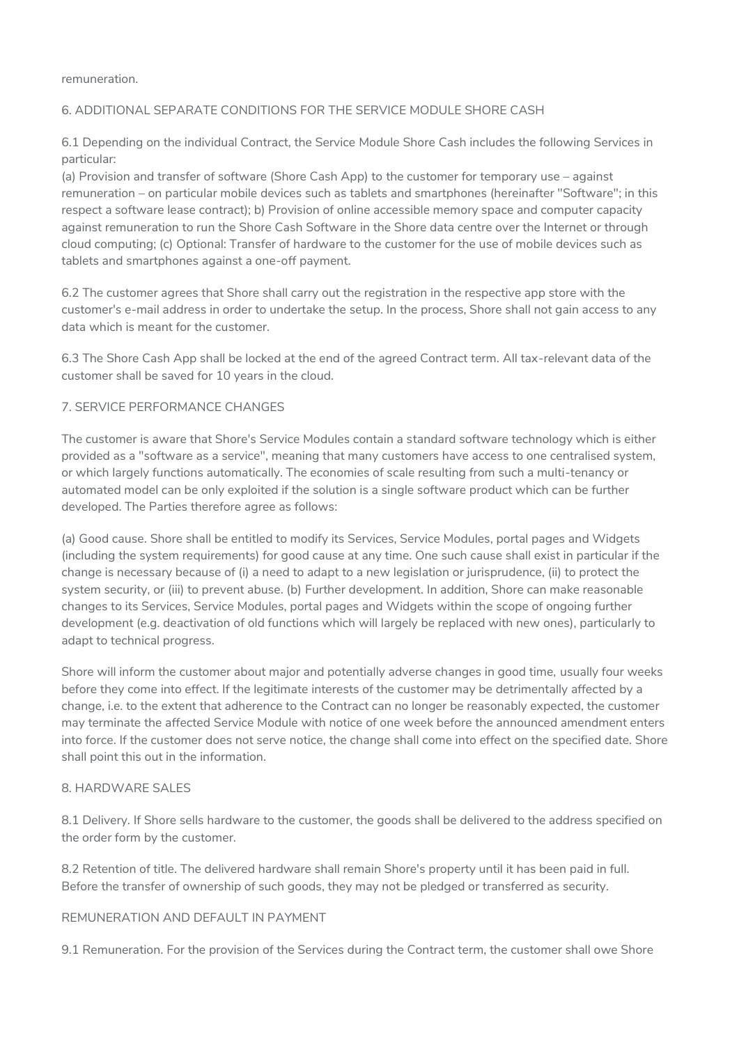remuneration.

## 6. ADDITIONAL SEPARATE CONDITIONS FOR THE SERVICE MODULE SHORE CASH

6.1 Depending on the individual Contract, the Service Module Shore Cash includes the following Services in particular:
(a) Provision and transfer of software (Shore Cash App) to the customer for temporary use – against remuneration – on particular mobile devices such as tablets and smartphones (hereinafter "Software"; in this respect a software lease contract); b) Provision of online accessible memory space and computer capacity against remuneration to run the Shore Cash Software in the Shore data centre over the Internet or through cloud computing; (c) Optional: Transfer of hardware to the customer for the use of mobile devices such as tablets and smartphones against a one-off payment.

6.2 The customer agrees that Shore shall carry out the registration in the respective app store with the customer's e-mail address in order to undertake the setup. In the process, Shore shall not gain access to any data which is meant for the customer.

6.3 The Shore Cash App shall be locked at the end of the agreed Contract term. All tax-relevant data of the customer shall be saved for 10 years in the cloud.

## 7. SERVICE PERFORMANCE CHANGES

The customer is aware that Shore's Service Modules contain a standard software technology which is either provided as a "software as a service", meaning that many customers have access to one centralised system, or which largely functions automatically. The economies of scale resulting from such a multi-tenancy or automated model can be only exploited if the solution is a single software product which can be further developed. The Parties therefore agree as follows:

(a) Good cause. Shore shall be entitled to modify its Services, Service Modules, portal pages and Widgets (including the system requirements) for good cause at any time. One such cause shall exist in particular if the change is necessary because of (i) a need to adapt to a new legislation or jurisprudence, (ii) to protect the system security, or (iii) to prevent abuse. (b) Further development. In addition, Shore can make reasonable changes to its Services, Service Modules, portal pages and Widgets within the scope of ongoing further development (e.g. deactivation of old functions which will largely be replaced with new ones), particularly to adapt to technical progress.

Shore will inform the customer about major and potentially adverse changes in good time, usually four weeks before they come into effect. If the legitimate interests of the customer may be detrimentally affected by a change, i.e. to the extent that adherence to the Contract can no longer be reasonably expected, the customer may terminate the affected Service Module with notice of one week before the announced amendment enters into force. If the customer does not serve notice, the change shall come into effect on the specified date. Shore shall point this out in the information.

## 8. HARDWARE SALES

8.1 Delivery. If Shore sells hardware to the customer, the goods shall be delivered to the address specified on the order form by the customer.

8.2 Retention of title. The delivered hardware shall remain Shore's property until it has been paid in full. Before the transfer of ownership of such goods, they may not be pledged or transferred as security.

## REMUNERATION AND DEFAULT IN PAYMENT

9.1 Remuneration. For the provision of the Services during the Contract term, the customer shall owe Shore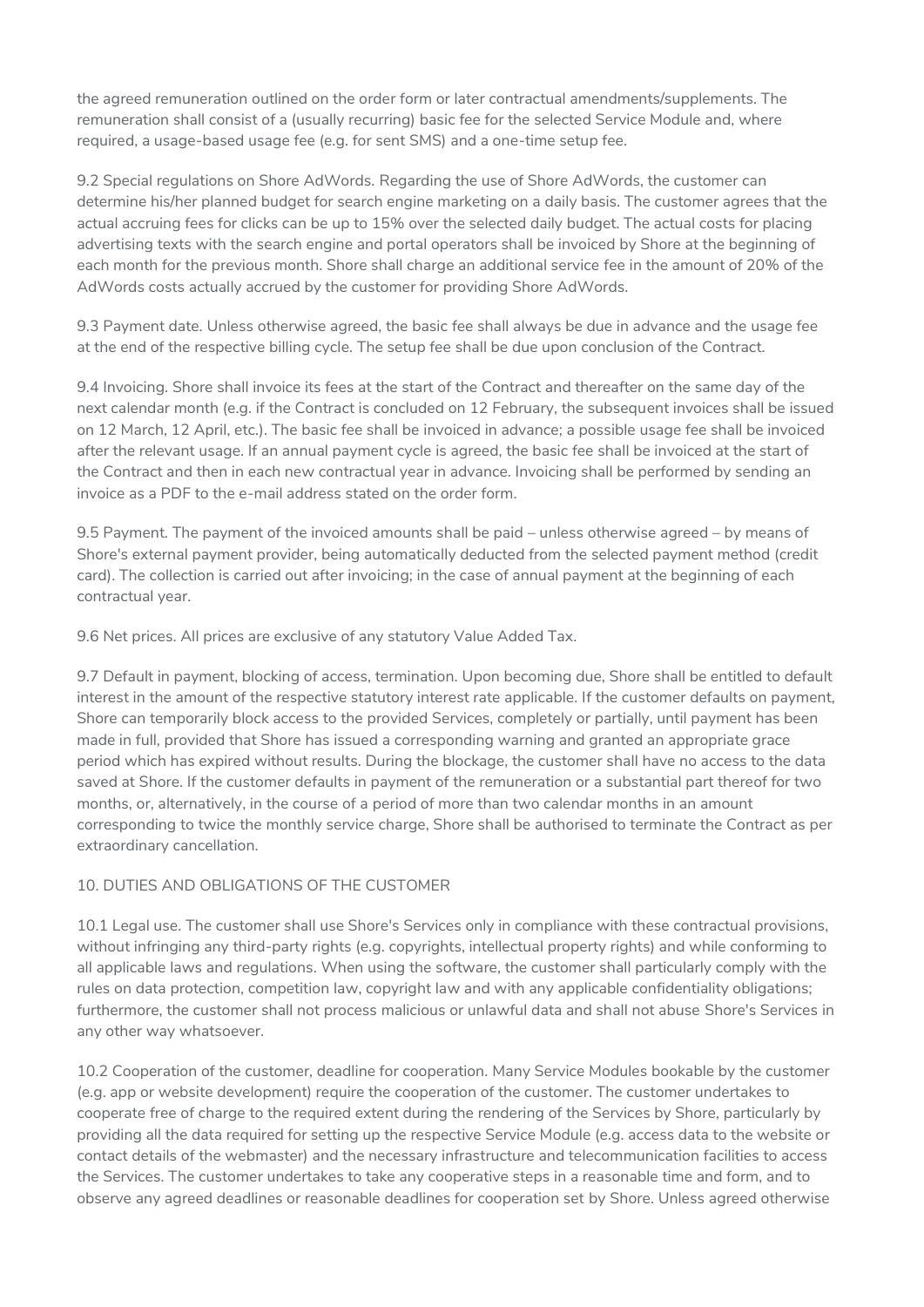the agreed remuneration outlined on the order form or later contractual amendments/supplements. The remuneration shall consist of a (usually recurring) basic fee for the selected Service Module and, where required, a usage-based usage fee (e.g. for sent SMS) and a one-time setup fee.

9.2 Special regulations on Shore AdWords. Regarding the use of Shore AdWords, the customer can determine his/her planned budget for search engine marketing on a daily basis. The customer agrees that the actual accruing fees for clicks can be up to 15% over the selected daily budget. The actual costs for placing advertising texts with the search engine and portal operators shall be invoiced by Shore at the beginning of each month for the previous month. Shore shall charge an additional service fee in the amount of 20% of the AdWords costs actually accrued by the customer for providing Shore AdWords.

9.3 Payment date. Unless otherwise agreed, the basic fee shall always be due in advance and the usage fee at the end of the respective billing cycle. The setup fee shall be due upon conclusion of the Contract.

9.4 Invoicing. Shore shall invoice its fees at the start of the Contract and thereafter on the same day of the next calendar month (e.g. if the Contract is concluded on 12 February, the subsequent invoices shall be issued on 12 March, 12 April, etc.). The basic fee shall be invoiced in advance; a possible usage fee shall be invoiced after the relevant usage. If an annual payment cycle is agreed, the basic fee shall be invoiced at the start of the Contract and then in each new contractual year in advance. Invoicing shall be performed by sending an invoice as a PDF to the e-mail address stated on the order form.

9.5 Payment. The payment of the invoiced amounts shall be paid – unless otherwise agreed – by means of Shore's external payment provider, being automatically deducted from the selected payment method (credit card). The collection is carried out after invoicing; in the case of annual payment at the beginning of each contractual year.

9.6 Net prices. All prices are exclusive of any statutory Value Added Tax.

9.7 Default in payment, blocking of access, termination. Upon becoming due, Shore shall be entitled to default interest in the amount of the respective statutory interest rate applicable. If the customer defaults on payment, Shore can temporarily block access to the provided Services, completely or partially, until payment has been made in full, provided that Shore has issued a corresponding warning and granted an appropriate grace period which has expired without results. During the blockage, the customer shall have no access to the data saved at Shore. If the customer defaults in payment of the remuneration or a substantial part thereof for two months, or, alternatively, in the course of a period of more than two calendar months in an amount corresponding to twice the monthly service charge, Shore shall be authorised to terminate the Contract as per extraordinary cancellation.

## 10. DUTIES AND OBLIGATIONS OF THE CUSTOMER

10.1 Legal use. The customer shall use Shore's Services only in compliance with these contractual provisions, without infringing any third-party rights (e.g. copyrights, intellectual property rights) and while conforming to all applicable laws and regulations. When using the software, the customer shall particularly comply with the rules on data protection, competition law, copyright law and with any applicable confidentiality obligations; furthermore, the customer shall not process malicious or unlawful data and shall not abuse Shore's Services in any other way whatsoever.

10.2 Cooperation of the customer, deadline for cooperation. Many Service Modules bookable by the customer (e.g. app or website development) require the cooperation of the customer. The customer undertakes to cooperate free of charge to the required extent during the rendering of the Services by Shore, particularly by providing all the data required for setting up the respective Service Module (e.g. access data to the website or contact details of the webmaster) and the necessary infrastructure and telecommunication facilities to access the Services. The customer undertakes to take any cooperative steps in a reasonable time and form, and to observe any agreed deadlines or reasonable deadlines for cooperation set by Shore. Unless agreed otherwise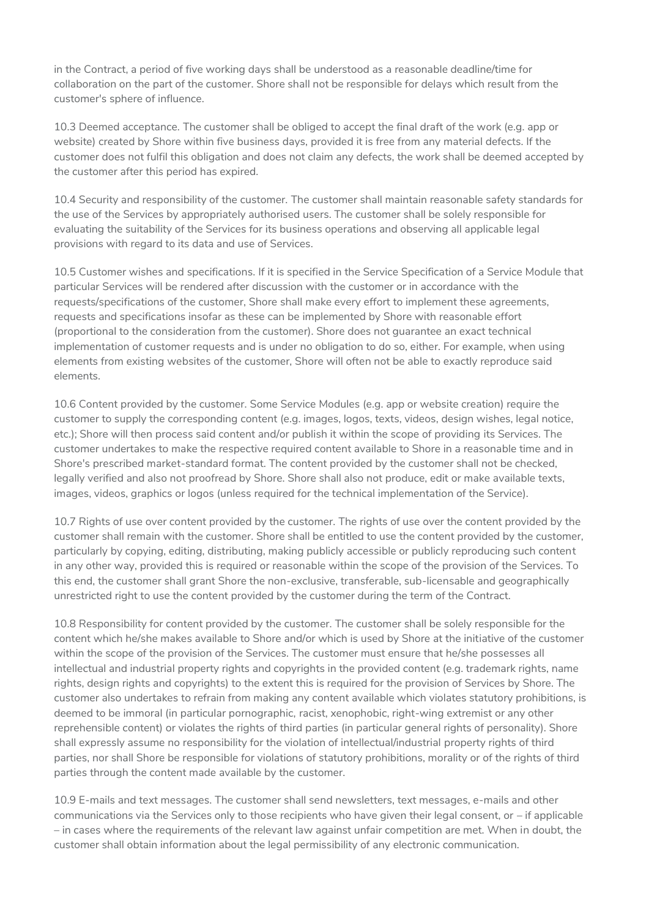in the Contract, a period of five working days shall be understood as a reasonable deadline/time for collaboration on the part of the customer. Shore shall not be responsible for delays which result from the customer's sphere of influence.

10.3 Deemed acceptance. The customer shall be obliged to accept the final draft of the work (e.g. app or website) created by Shore within five business days, provided it is free from any material defects. If the customer does not fulfil this obligation and does not claim any defects, the work shall be deemed accepted by the customer after this period has expired.

10.4 Security and responsibility of the customer. The customer shall maintain reasonable safety standards for the use of the Services by appropriately authorised users. The customer shall be solely responsible for evaluating the suitability of the Services for its business operations and observing all applicable legal provisions with regard to its data and use of Services.

10.5 Customer wishes and specifications. If it is specified in the Service Specification of a Service Module that particular Services will be rendered after discussion with the customer or in accordance with the requests/specifications of the customer, Shore shall make every effort to implement these agreements, requests and specifications insofar as these can be implemented by Shore with reasonable effort (proportional to the consideration from the customer). Shore does not guarantee an exact technical implementation of customer requests and is under no obligation to do so, either. For example, when using elements from existing websites of the customer, Shore will often not be able to exactly reproduce said elements.

10.6 Content provided by the customer. Some Service Modules (e.g. app or website creation) require the customer to supply the corresponding content (e.g. images, logos, texts, videos, design wishes, legal notice, etc.); Shore will then process said content and/or publish it within the scope of providing its Services. The customer undertakes to make the respective required content available to Shore in a reasonable time and in Shore's prescribed market-standard format. The content provided by the customer shall not be checked, legally verified and also not proofread by Shore. Shore shall also not produce, edit or make available texts, images, videos, graphics or logos (unless required for the technical implementation of the Service).

10.7 Rights of use over content provided by the customer. The rights of use over the content provided by the customer shall remain with the customer. Shore shall be entitled to use the content provided by the customer, particularly by copying, editing, distributing, making publicly accessible or publicly reproducing such content in any other way, provided this is required or reasonable within the scope of the provision of the Services. To this end, the customer shall grant Shore the non-exclusive, transferable, sub-licensable and geographically unrestricted right to use the content provided by the customer during the term of the Contract.

10.8 Responsibility for content provided by the customer. The customer shall be solely responsible for the content which he/she makes available to Shore and/or which is used by Shore at the initiative of the customer within the scope of the provision of the Services. The customer must ensure that he/she possesses all intellectual and industrial property rights and copyrights in the provided content (e.g. trademark rights, name rights, design rights and copyrights) to the extent this is required for the provision of Services by Shore. The customer also undertakes to refrain from making any content available which violates statutory prohibitions, is deemed to be immoral (in particular pornographic, racist, xenophobic, right-wing extremist or any other reprehensible content) or violates the rights of third parties (in particular general rights of personality). Shore shall expressly assume no responsibility for the violation of intellectual/industrial property rights of third parties, nor shall Shore be responsible for violations of statutory prohibitions, morality or of the rights of third parties through the content made available by the customer.

10.9 E-mails and text messages. The customer shall send newsletters, text messages, e-mails and other communications via the Services only to those recipients who have given their legal consent, or – if applicable – in cases where the requirements of the relevant law against unfair competition are met. When in doubt, the customer shall obtain information about the legal permissibility of any electronic communication.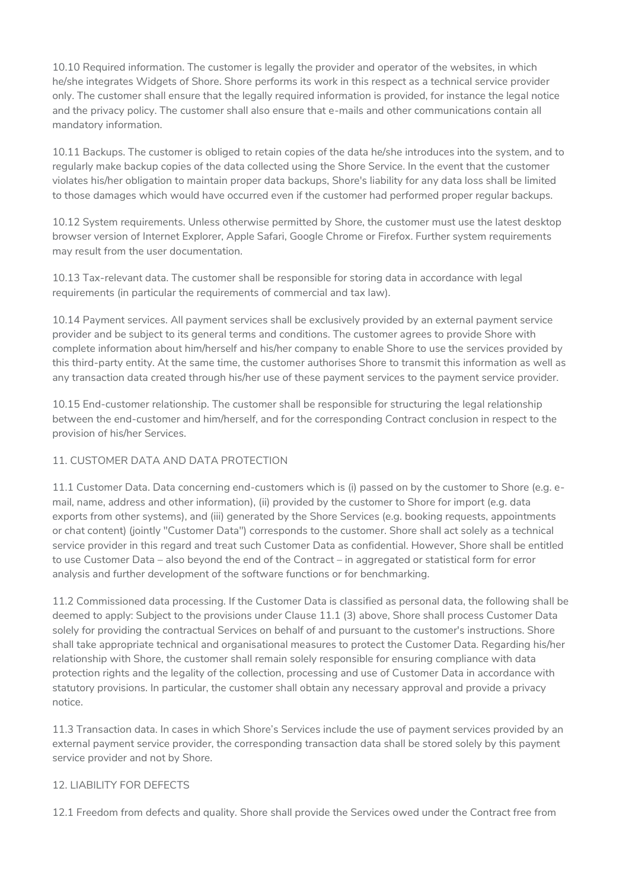10.10 Required information. The customer is legally the provider and operator of the websites, in which he/she integrates Widgets of Shore. Shore performs its work in this respect as a technical service provider only. The customer shall ensure that the legally required information is provided, for instance the legal notice and the privacy policy. The customer shall also ensure that e-mails and other communications contain all mandatory information.

10.11 Backups. The customer is obliged to retain copies of the data he/she introduces into the system, and to regularly make backup copies of the data collected using the Shore Service. In the event that the customer violates his/her obligation to maintain proper data backups, Shore's liability for any data loss shall be limited to those damages which would have occurred even if the customer had performed proper regular backups.

10.12 System requirements. Unless otherwise permitted by Shore, the customer must use the latest desktop browser version of Internet Explorer, Apple Safari, Google Chrome or Firefox. Further system requirements may result from the user documentation.

10.13 Tax-relevant data. The customer shall be responsible for storing data in accordance with legal requirements (in particular the requirements of commercial and tax law).

10.14 Payment services. All payment services shall be exclusively provided by an external payment service provider and be subject to its general terms and conditions. The customer agrees to provide Shore with complete information about him/herself and his/her company to enable Shore to use the services provided by this third-party entity. At the same time, the customer authorises Shore to transmit this information as well as any transaction data created through his/her use of these payment services to the payment service provider.

10.15 End-customer relationship. The customer shall be responsible for structuring the legal relationship between the end-customer and him/herself, and for the corresponding Contract conclusion in respect to the provision of his/her Services.

## 11. CUSTOMER DATA AND DATA PROTECTION

11.1 Customer Data. Data concerning end-customers which is (i) passed on by the customer to Shore (e.g. e-mail, name, address and other information), (ii) provided by the customer to Shore for import (e.g. data exports from other systems), and (iii) generated by the Shore Services (e.g. booking requests, appointments or chat content) (jointly "Customer Data") corresponds to the customer. Shore shall act solely as a technical service provider in this regard and treat such Customer Data as confidential. However, Shore shall be entitled to use Customer Data – also beyond the end of the Contract – in aggregated or statistical form for error analysis and further development of the software functions or for benchmarking.

11.2 Commissioned data processing. If the Customer Data is classified as personal data, the following shall be deemed to apply: Subject to the provisions under Clause 11.1 (3) above, Shore shall process Customer Data solely for providing the contractual Services on behalf of and pursuant to the customer's instructions. Shore shall take appropriate technical and organisational measures to protect the Customer Data. Regarding his/her relationship with Shore, the customer shall remain solely responsible for ensuring compliance with data protection rights and the legality of the collection, processing and use of Customer Data in accordance with statutory provisions. In particular, the customer shall obtain any necessary approval and provide a privacy notice.

11.3 Transaction data. In cases in which Shore's Services include the use of payment services provided by an external payment service provider, the corresponding transaction data shall be stored solely by this payment service provider and not by Shore.

## 12. LIABILITY FOR DEFECTS

12.1 Freedom from defects and quality. Shore shall provide the Services owed under the Contract free from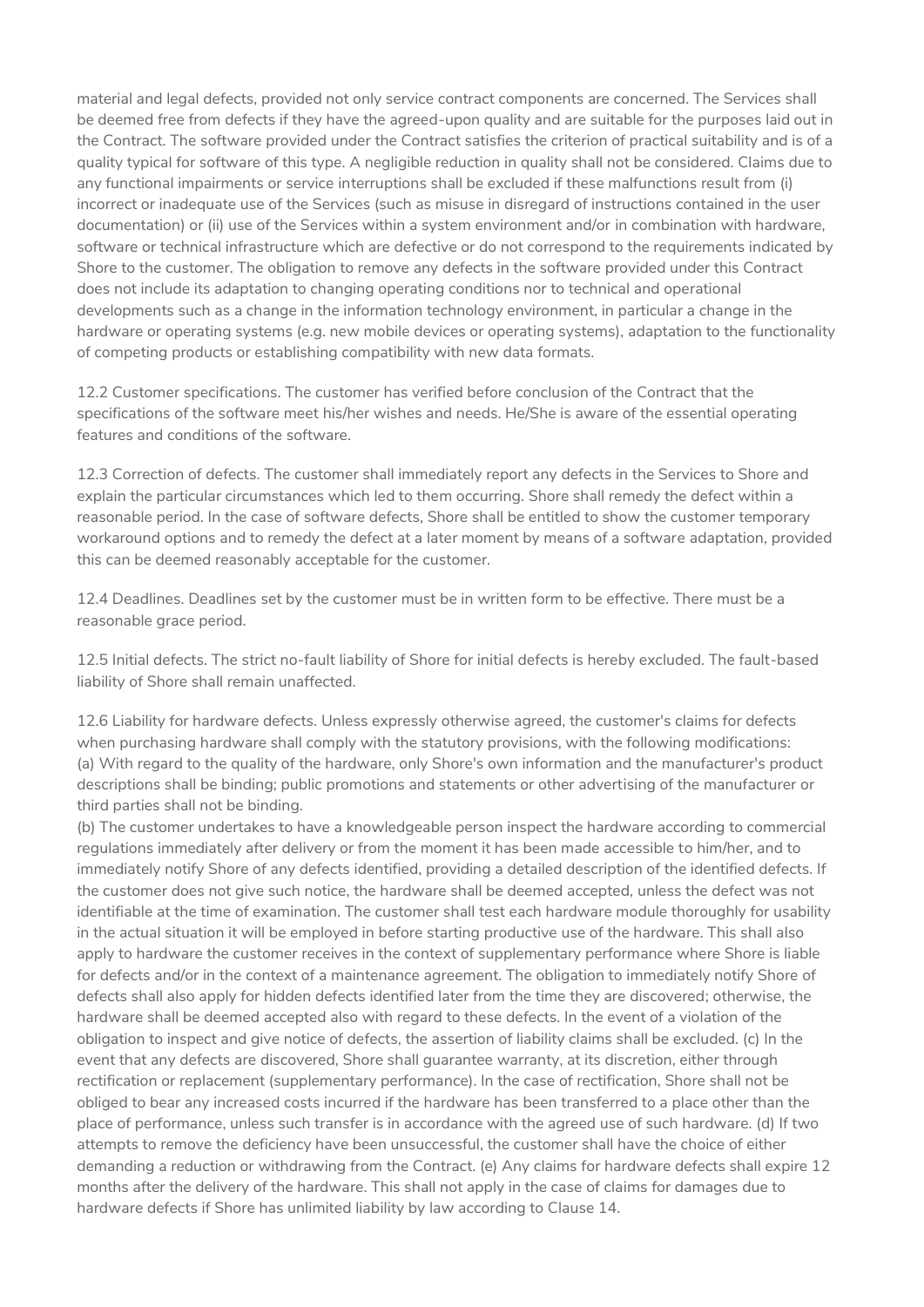material and legal defects, provided not only service contract components are concerned. The Services shall be deemed free from defects if they have the agreed-upon quality and are suitable for the purposes laid out in the Contract. The software provided under the Contract satisfies the criterion of practical suitability and is of a quality typical for software of this type. A negligible reduction in quality shall not be considered. Claims due to any functional impairments or service interruptions shall be excluded if these malfunctions result from (i) incorrect or inadequate use of the Services (such as misuse in disregard of instructions contained in the user documentation) or (ii) use of the Services within a system environment and/or in combination with hardware, software or technical infrastructure which are defective or do not correspond to the requirements indicated by Shore to the customer. The obligation to remove any defects in the software provided under this Contract does not include its adaptation to changing operating conditions nor to technical and operational developments such as a change in the information technology environment, in particular a change in the hardware or operating systems (e.g. new mobile devices or operating systems), adaptation to the functionality of competing products or establishing compatibility with new data formats.

12.2 Customer specifications. The customer has verified before conclusion of the Contract that the specifications of the software meet his/her wishes and needs. He/She is aware of the essential operating features and conditions of the software.

12.3 Correction of defects. The customer shall immediately report any defects in the Services to Shore and explain the particular circumstances which led to them occurring. Shore shall remedy the defect within a reasonable period. In the case of software defects, Shore shall be entitled to show the customer temporary workaround options and to remedy the defect at a later moment by means of a software adaptation, provided this can be deemed reasonably acceptable for the customer.

12.4 Deadlines. Deadlines set by the customer must be in written form to be effective. There must be a reasonable grace period.

12.5 Initial defects. The strict no-fault liability of Shore for initial defects is hereby excluded. The fault-based liability of Shore shall remain unaffected.

12.6 Liability for hardware defects. Unless expressly otherwise agreed, the customer's claims for defects when purchasing hardware shall comply with the statutory provisions, with the following modifications:
(a) With regard to the quality of the hardware, only Shore's own information and the manufacturer's product descriptions shall be binding; public promotions and statements or other advertising of the manufacturer or third parties shall not be binding.
(b) The customer undertakes to have a knowledgeable person inspect the hardware according to commercial regulations immediately after delivery or from the moment it has been made accessible to him/her, and to immediately notify Shore of any defects identified, providing a detailed description of the identified defects. If the customer does not give such notice, the hardware shall be deemed accepted, unless the defect was not identifiable at the time of examination. The customer shall test each hardware module thoroughly for usability in the actual situation it will be employed in before starting productive use of the hardware. This shall also apply to hardware the customer receives in the context of supplementary performance where Shore is liable for defects and/or in the context of a maintenance agreement. The obligation to immediately notify Shore of defects shall also apply for hidden defects identified later from the time they are discovered; otherwise, the hardware shall be deemed accepted also with regard to these defects. In the event of a violation of the obligation to inspect and give notice of defects, the assertion of liability claims shall be excluded. (c) In the event that any defects are discovered, Shore shall guarantee warranty, at its discretion, either through rectification or replacement (supplementary performance). In the case of rectification, Shore shall not be obliged to bear any increased costs incurred if the hardware has been transferred to a place other than the place of performance, unless such transfer is in accordance with the agreed use of such hardware. (d) If two attempts to remove the deficiency have been unsuccessful, the customer shall have the choice of either demanding a reduction or withdrawing from the Contract. (e) Any claims for hardware defects shall expire 12 months after the delivery of the hardware. This shall not apply in the case of claims for damages due to hardware defects if Shore has unlimited liability by law according to Clause 14.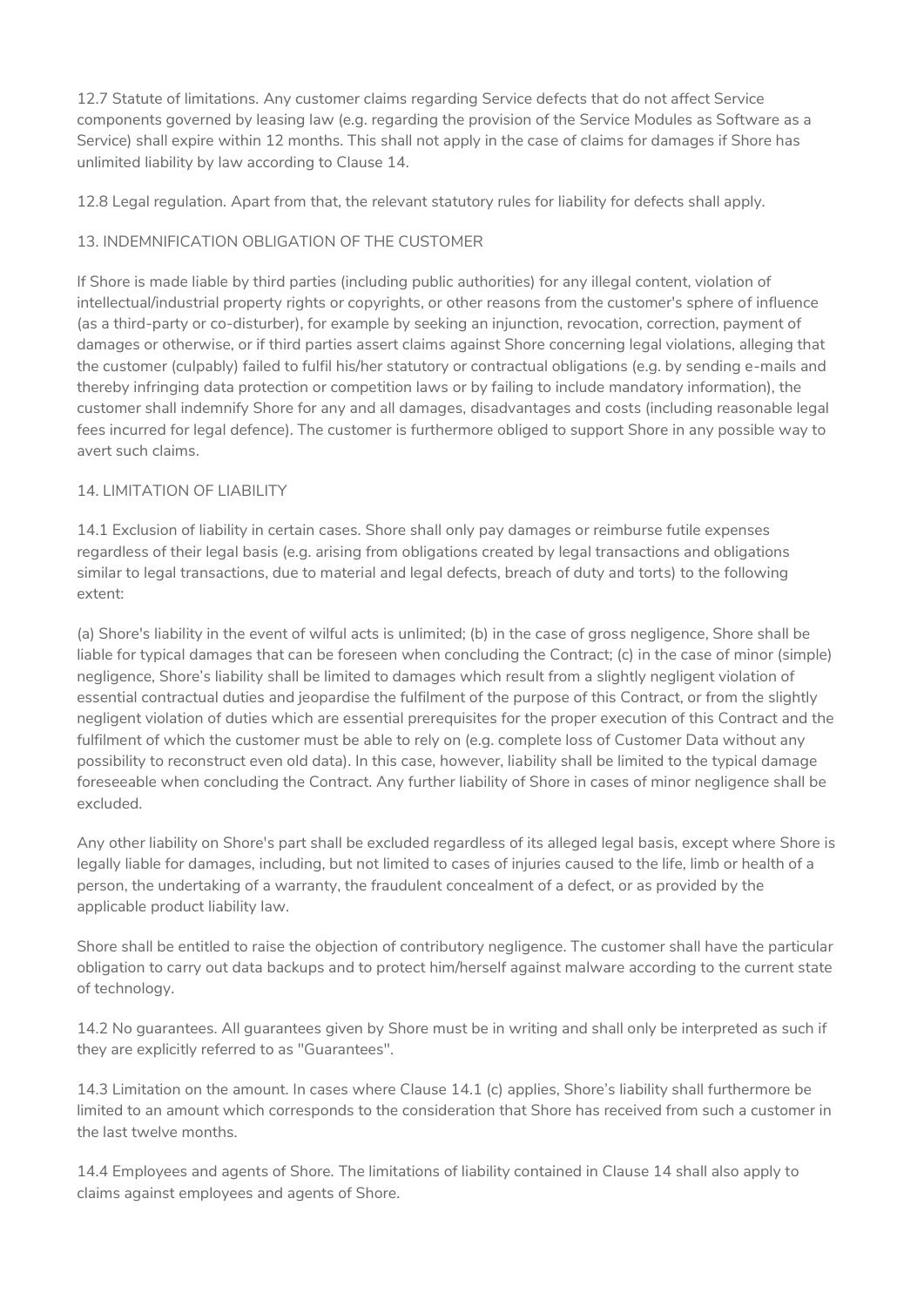12.7 Statute of limitations. Any customer claims regarding Service defects that do not affect Service components governed by leasing law (e.g. regarding the provision of the Service Modules as Software as a Service) shall expire within 12 months. This shall not apply in the case of claims for damages if Shore has unlimited liability by law according to Clause 14.

12.8 Legal regulation. Apart from that, the relevant statutory rules for liability for defects shall apply.

## 13. INDEMNIFICATION OBLIGATION OF THE CUSTOMER

If Shore is made liable by third parties (including public authorities) for any illegal content, violation of intellectual/industrial property rights or copyrights, or other reasons from the customer's sphere of influence (as a third-party or co-disturber), for example by seeking an injunction, revocation, correction, payment of damages or otherwise, or if third parties assert claims against Shore concerning legal violations, alleging that the customer (culpably) failed to fulfil his/her statutory or contractual obligations (e.g. by sending e-mails and thereby infringing data protection or competition laws or by failing to include mandatory information), the customer shall indemnify Shore for any and all damages, disadvantages and costs (including reasonable legal fees incurred for legal defence). The customer is furthermore obliged to support Shore in any possible way to avert such claims.

## 14. LIMITATION OF LIABILITY

14.1 Exclusion of liability in certain cases. Shore shall only pay damages or reimburse futile expenses regardless of their legal basis (e.g. arising from obligations created by legal transactions and obligations similar to legal transactions, due to material and legal defects, breach of duty and torts) to the following extent:

(a) Shore's liability in the event of wilful acts is unlimited; (b) in the case of gross negligence, Shore shall be liable for typical damages that can be foreseen when concluding the Contract; (c) in the case of minor (simple) negligence, Shore's liability shall be limited to damages which result from a slightly negligent violation of essential contractual duties and jeopardise the fulfilment of the purpose of this Contract, or from the slightly negligent violation of duties which are essential prerequisites for the proper execution of this Contract and the fulfilment of which the customer must be able to rely on (e.g. complete loss of Customer Data without any possibility to reconstruct even old data). In this case, however, liability shall be limited to the typical damage foreseeable when concluding the Contract. Any further liability of Shore in cases of minor negligence shall be excluded.

Any other liability on Shore's part shall be excluded regardless of its alleged legal basis, except where Shore is legally liable for damages, including, but not limited to cases of injuries caused to the life, limb or health of a person, the undertaking of a warranty, the fraudulent concealment of a defect, or as provided by the applicable product liability law.

Shore shall be entitled to raise the objection of contributory negligence. The customer shall have the particular obligation to carry out data backups and to protect him/herself against malware according to the current state of technology.

14.2 No guarantees. All guarantees given by Shore must be in writing and shall only be interpreted as such if they are explicitly referred to as "Guarantees".

14.3 Limitation on the amount. In cases where Clause 14.1 (c) applies, Shore's liability shall furthermore be limited to an amount which corresponds to the consideration that Shore has received from such a customer in the last twelve months.

14.4 Employees and agents of Shore. The limitations of liability contained in Clause 14 shall also apply to claims against employees and agents of Shore.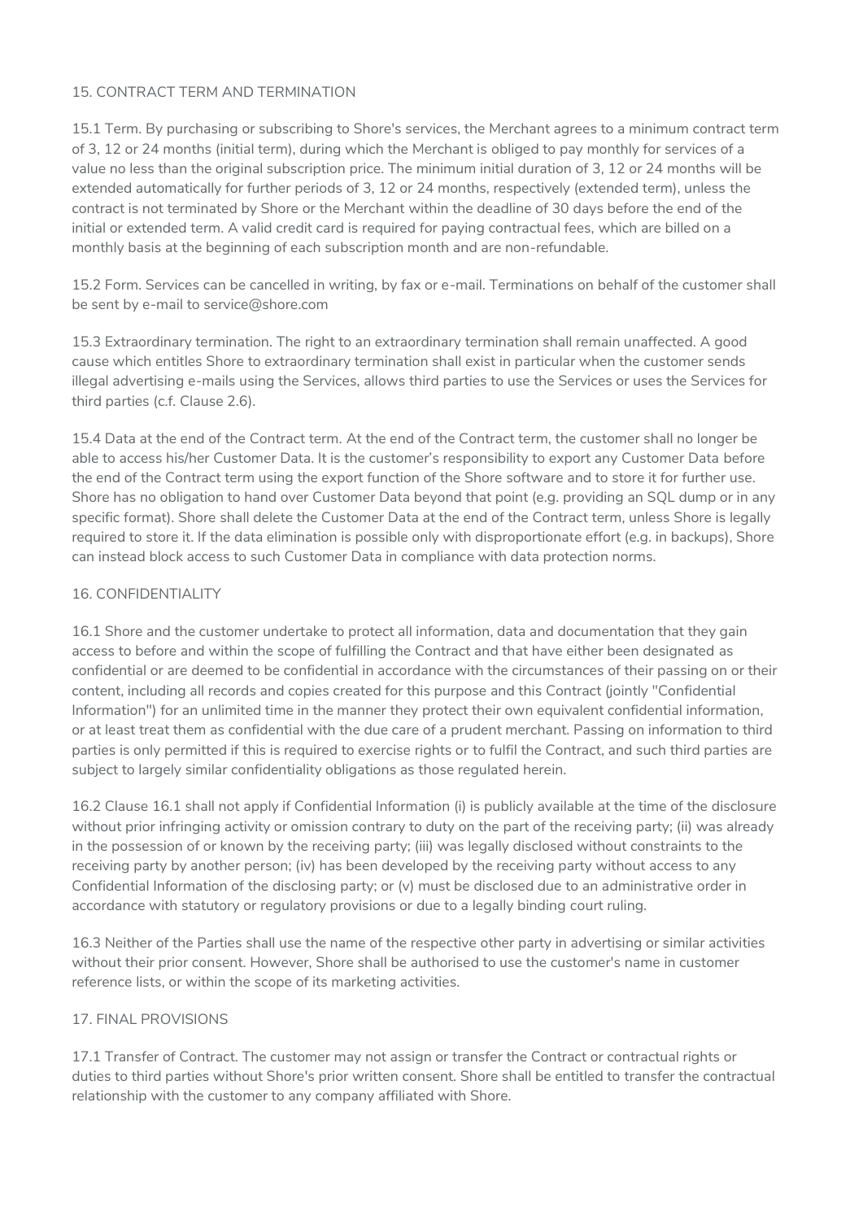## 15. CONTRACT TERM AND TERMINATION

15.1 Term. By purchasing or subscribing to Shore's services, the Merchant agrees to a minimum contract term of 3, 12 or 24 months (initial term), during which the Merchant is obliged to pay monthly for services of a value no less than the original subscription price. The minimum initial duration of 3, 12 or 24 months will be extended automatically for further periods of 3, 12 or 24 months, respectively (extended term), unless the contract is not terminated by Shore or the Merchant within the deadline of 30 days before the end of the initial or extended term. A valid credit card is required for paying contractual fees, which are billed on a monthly basis at the beginning of each subscription month and are non-refundable.

15.2 Form. Services can be cancelled in writing, by fax or e-mail. Terminations on behalf of the customer shall be sent by e-mail to service@shore.com

15.3 Extraordinary termination. The right to an extraordinary termination shall remain unaffected. A good cause which entitles Shore to extraordinary termination shall exist in particular when the customer sends illegal advertising e-mails using the Services, allows third parties to use the Services or uses the Services for third parties (c.f. Clause 2.6).

15.4 Data at the end of the Contract term. At the end of the Contract term, the customer shall no longer be able to access his/her Customer Data. It is the customer's responsibility to export any Customer Data before the end of the Contract term using the export function of the Shore software and to store it for further use. Shore has no obligation to hand over Customer Data beyond that point (e.g. providing an SQL dump or in any specific format). Shore shall delete the Customer Data at the end of the Contract term, unless Shore is legally required to store it. If the data elimination is possible only with disproportionate effort (e.g. in backups), Shore can instead block access to such Customer Data in compliance with data protection norms.

## 16. CONFIDENTIALITY

16.1 Shore and the customer undertake to protect all information, data and documentation that they gain access to before and within the scope of fulfilling the Contract and that have either been designated as confidential or are deemed to be confidential in accordance with the circumstances of their passing on or their content, including all records and copies created for this purpose and this Contract (jointly "Confidential Information") for an unlimited time in the manner they protect their own equivalent confidential information, or at least treat them as confidential with the due care of a prudent merchant. Passing on information to third parties is only permitted if this is required to exercise rights or to fulfil the Contract, and such third parties are subject to largely similar confidentiality obligations as those regulated herein.

16.2 Clause 16.1 shall not apply if Confidential Information (i) is publicly available at the time of the disclosure without prior infringing activity or omission contrary to duty on the part of the receiving party; (ii) was already in the possession of or known by the receiving party; (iii) was legally disclosed without constraints to the receiving party by another person; (iv) has been developed by the receiving party without access to any Confidential Information of the disclosing party; or (v) must be disclosed due to an administrative order in accordance with statutory or regulatory provisions or due to a legally binding court ruling.

16.3 Neither of the Parties shall use the name of the respective other party in advertising or similar activities without their prior consent. However, Shore shall be authorised to use the customer's name in customer reference lists, or within the scope of its marketing activities.

## 17. FINAL PROVISIONS

17.1 Transfer of Contract. The customer may not assign or transfer the Contract or contractual rights or duties to third parties without Shore's prior written consent. Shore shall be entitled to transfer the contractual relationship with the customer to any company affiliated with Shore.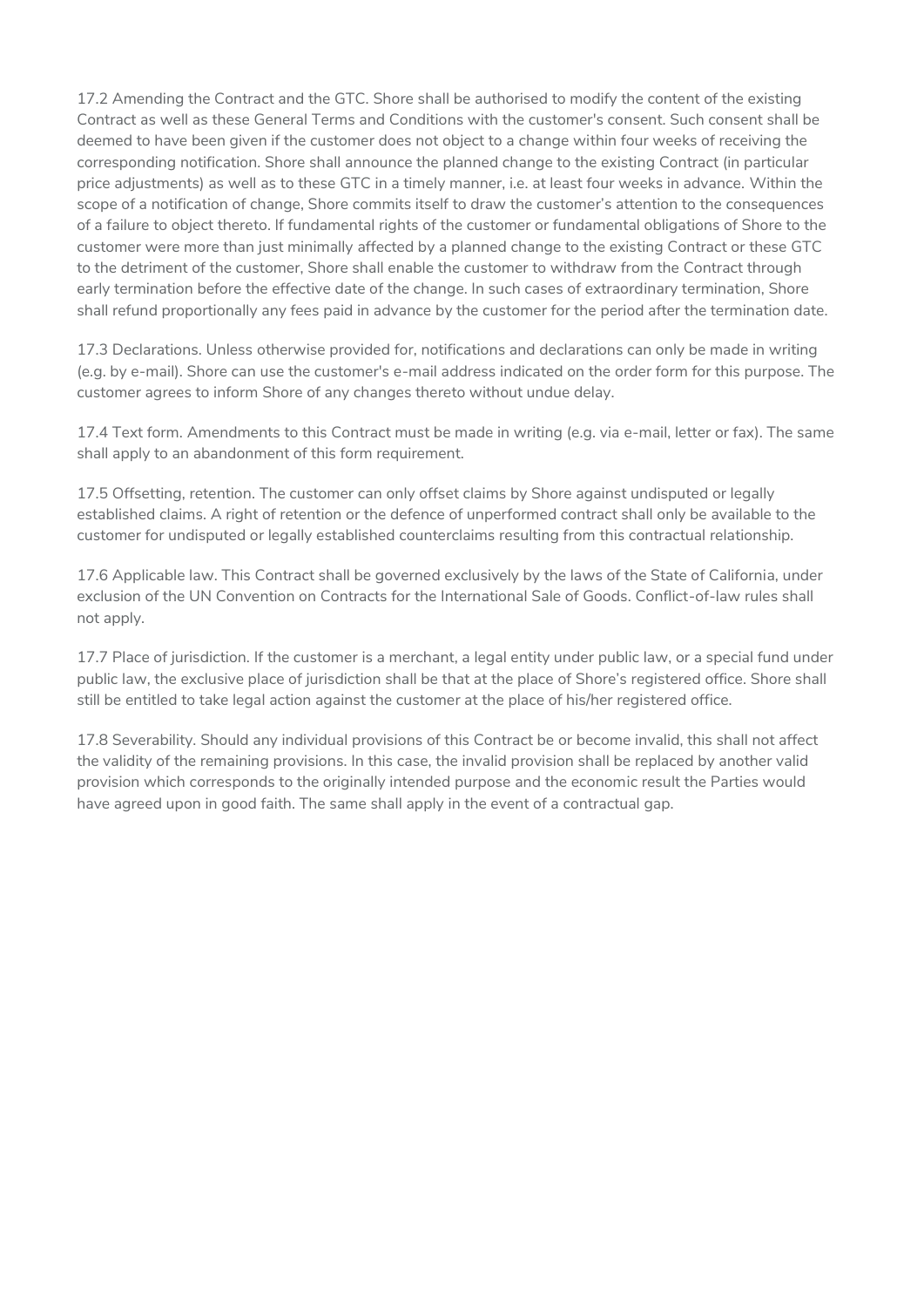17.2 Amending the Contract and the GTC. Shore shall be authorised to modify the content of the existing Contract as well as these General Terms and Conditions with the customer's consent. Such consent shall be deemed to have been given if the customer does not object to a change within four weeks of receiving the corresponding notification. Shore shall announce the planned change to the existing Contract (in particular price adjustments) as well as to these GTC in a timely manner, i.e. at least four weeks in advance. Within the scope of a notification of change, Shore commits itself to draw the customer's attention to the consequences of a failure to object thereto. If fundamental rights of the customer or fundamental obligations of Shore to the customer were more than just minimally affected by a planned change to the existing Contract or these GTC to the detriment of the customer, Shore shall enable the customer to withdraw from the Contract through early termination before the effective date of the change. In such cases of extraordinary termination, Shore shall refund proportionally any fees paid in advance by the customer for the period after the termination date.

17.3 Declarations. Unless otherwise provided for, notifications and declarations can only be made in writing (e.g. by e-mail). Shore can use the customer's e-mail address indicated on the order form for this purpose. The customer agrees to inform Shore of any changes thereto without undue delay.

17.4 Text form. Amendments to this Contract must be made in writing (e.g. via e-mail, letter or fax). The same shall apply to an abandonment of this form requirement.

17.5 Offsetting, retention. The customer can only offset claims by Shore against undisputed or legally established claims. A right of retention or the defence of unperformed contract shall only be available to the customer for undisputed or legally established counterclaims resulting from this contractual relationship.

17.6 Applicable law. This Contract shall be governed exclusively by the laws of the State of California, under exclusion of the UN Convention on Contracts for the International Sale of Goods. Conflict-of-law rules shall not apply.

17.7 Place of jurisdiction. If the customer is a merchant, a legal entity under public law, or a special fund under public law, the exclusive place of jurisdiction shall be that at the place of Shore's registered office. Shore shall still be entitled to take legal action against the customer at the place of his/her registered office.

17.8 Severability. Should any individual provisions of this Contract be or become invalid, this shall not affect the validity of the remaining provisions. In this case, the invalid provision shall be replaced by another valid provision which corresponds to the originally intended purpose and the economic result the Parties would have agreed upon in good faith. The same shall apply in the event of a contractual gap.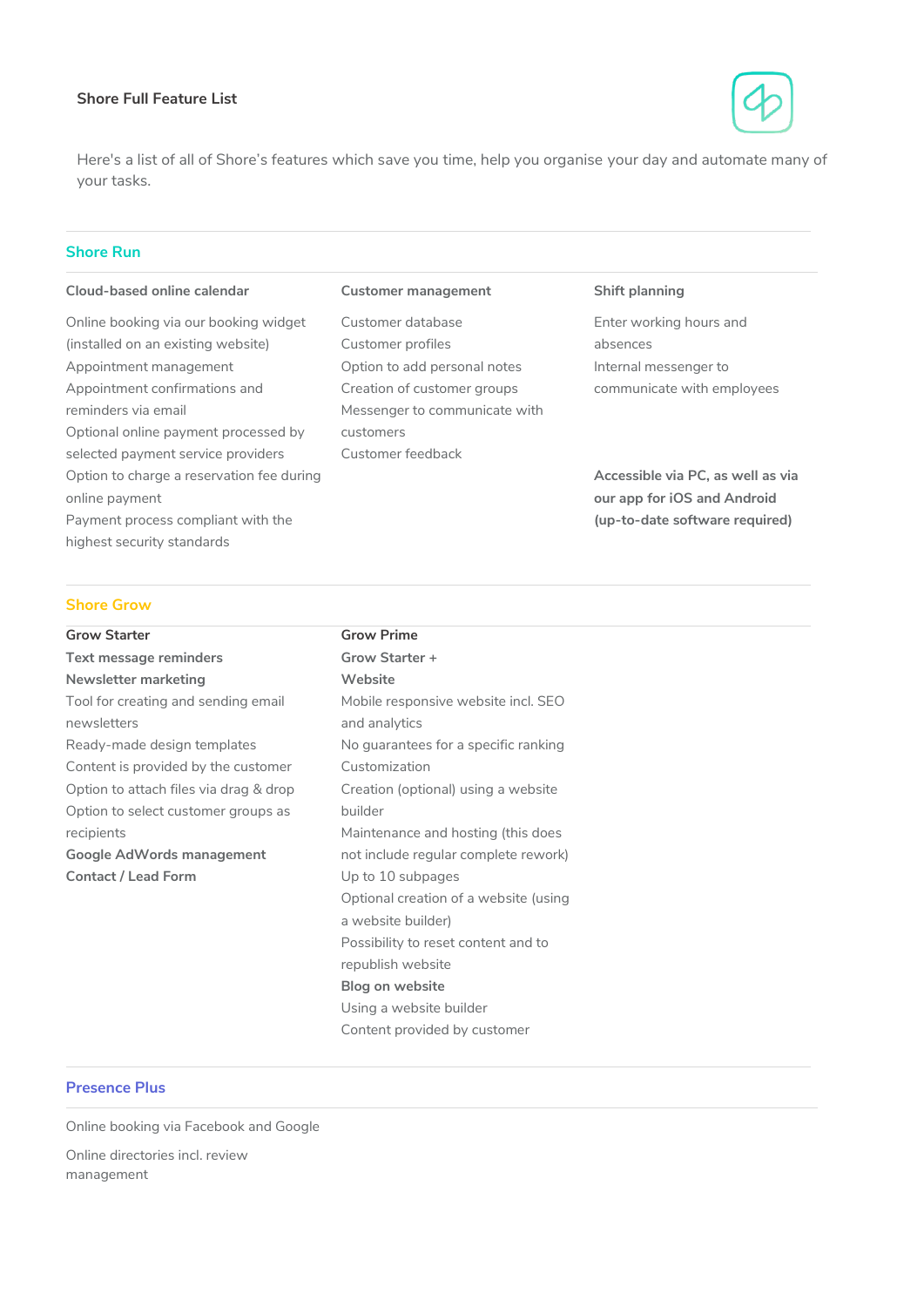# Shore Full Feature List

Here's a list of all of Shore's features which save you time, help you organise your day and automate many of your tasks.

## Shore Run

### Cloud-based online calendar

Online booking via our booking widget (installed on an existing website)
Appointment management
Appointment confirmations and reminders via email
Optional online payment processed by selected payment service providers
Option to charge a reservation fee during online payment
Payment process compliant with the highest security standards

### Customer management

Customer database
Customer profiles
Option to add personal notes
Creation of customer groups
Messenger to communicate with customers
Customer feedback

### Shift planning

Enter working hours and absences
Internal messenger to communicate with employees

**Accessible via PC, as well as via our app for iOS and Android (up-to-date software required)**

## Shore Grow

### Grow Starter

**Text message reminders**

**Newsletter marketing**

Tool for creating and sending email newsletters
Ready-made design templates
Content is provided by the customer
Option to attach files via drag & drop
Option to select customer groups as recipients

**Google AdWords management**

**Contact / Lead Form**

### Grow Prime

**Grow Starter +**

**Website**

Mobile responsive website incl. SEO and analytics
No guarantees for a specific ranking
Customization
Creation (optional) using a website builder
Maintenance and hosting (this does not include regular complete rework)
Up to 10 subpages
Optional creation of a website (using a website builder)
Possibility to reset content and to republish website

**Blog on website**

Using a website builder
Content provided by customer

## Presence Plus

Online booking via Facebook and Google

Online directories incl. review management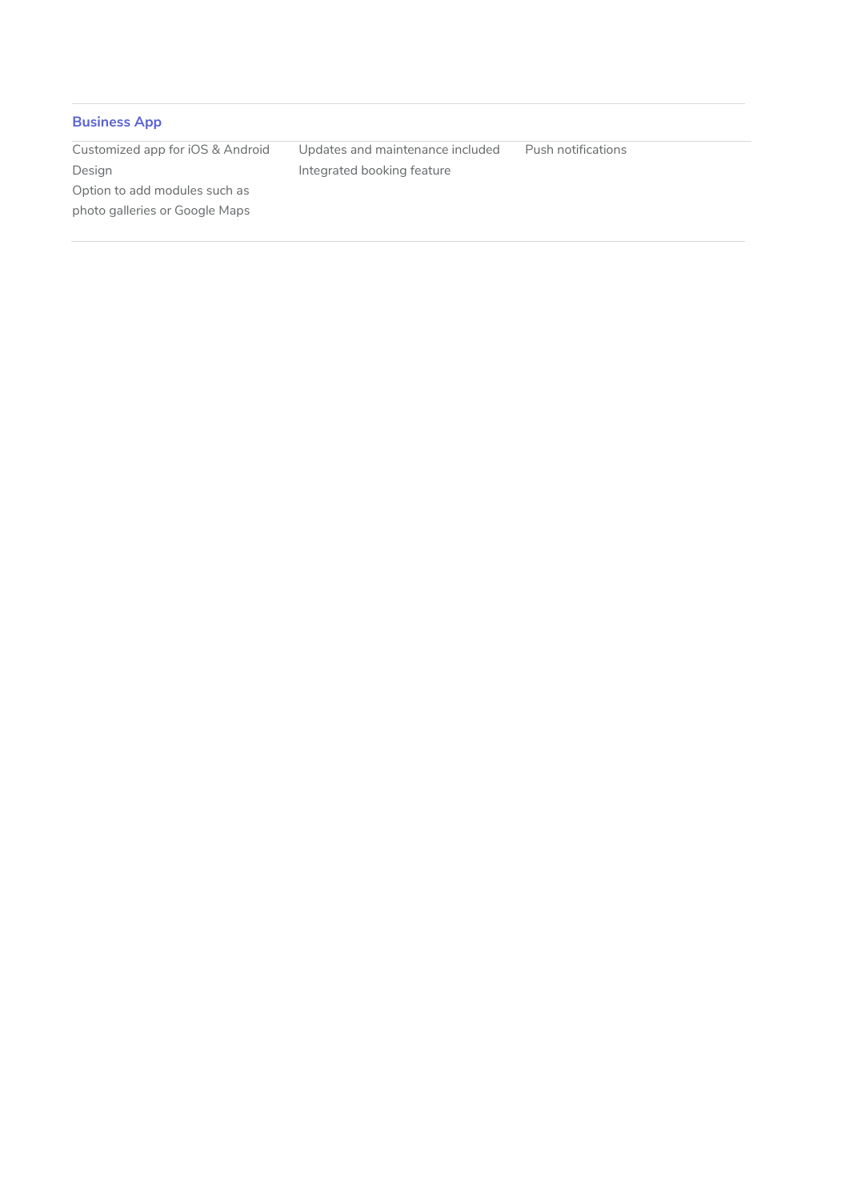### Business App

- Customized app for iOS & Android
- Design
- Option to add modules such as photo galleries or Google Maps
- Updates and maintenance included
- Integrated booking feature
- Push notifications